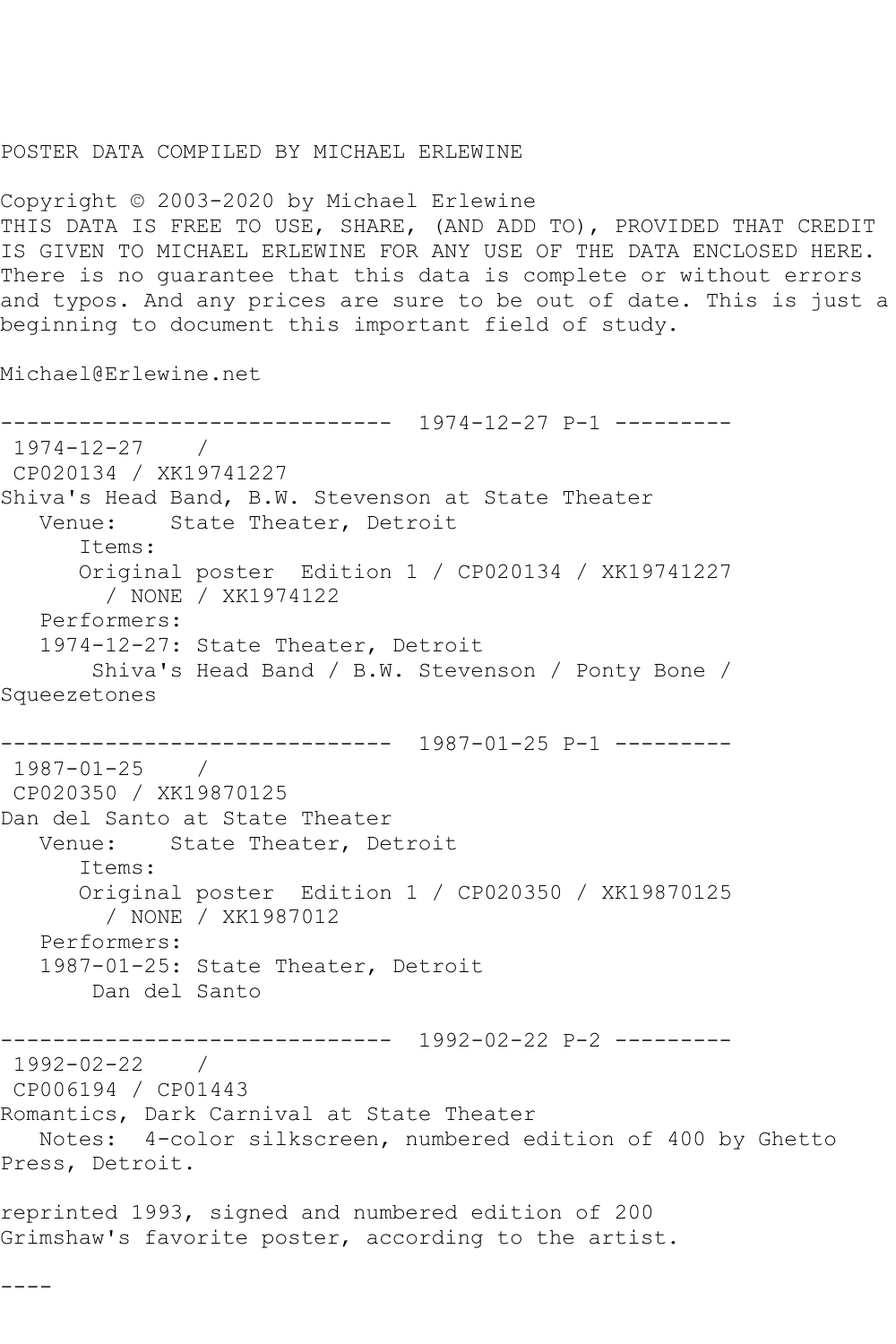POSTER DATA COMPILED BY MICHAEL ERLEWINE

Copyright © 2003-2020 by Michael Erlewine
THIS DATA IS FREE TO USE, SHARE, (AND ADD TO), PROVIDED THAT CREDIT IS GIVEN TO MICHAEL ERLEWINE FOR ANY USE OF THE DATA ENCLOSED HERE. There is no guarantee that this data is complete or without errors and typos. And any prices are sure to be out of date. This is just a beginning to document this important field of study.

Michael@Erlewine.net

```
------------------------------  1974-12-27 P-1 ---------
 1974-12-27    /
 CP020134 / XK19741227
Shiva's Head Band, B.W. Stevenson at State Theater
   Venue:    State Theater, Detroit
      Items:
      Original poster  Edition 1 / CP020134 / XK19741227
        / NONE / XK1974122
   Performers:
   1974-12-27: State Theater, Detroit
       Shiva's Head Band / B.W. Stevenson / Ponty Bone /
Squeezetones

------------------------------  1987-01-25 P-1 ---------
 1987-01-25    /
 CP020350 / XK19870125
Dan del Santo at State Theater
   Venue:    State Theater, Detroit
      Items:
      Original poster  Edition 1 / CP020350 / XK19870125
        / NONE / XK1987012
   Performers:
   1987-01-25: State Theater, Detroit
       Dan del Santo

------------------------------  1992-02-22 P-2 ---------
 1992-02-22    /
 CP006194 / CP01443
Romantics, Dark Carnival at State Theater
   Notes:  4-color silkscreen, numbered edition of 400 by Ghetto
Press, Detroit.

reprinted 1993, signed and numbered edition of 200
Grimshaw's favorite poster, according to the artist.

----
```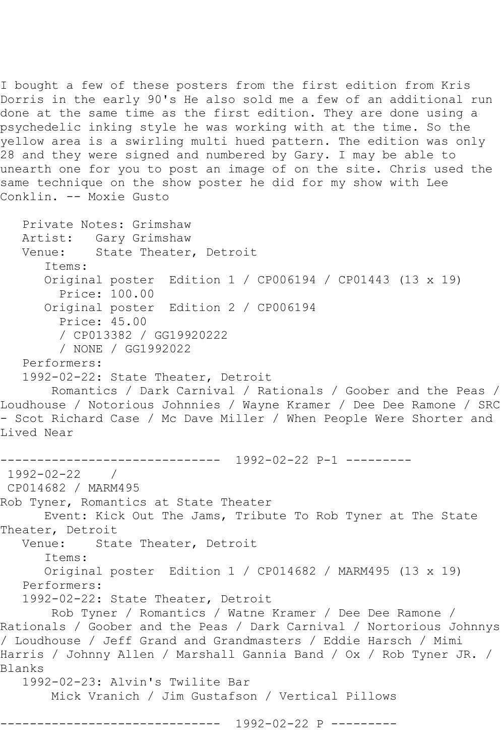I bought a few of these posters from the first edition from Kris Dorris in the early 90's He also sold me a few of an additional run done at the same time as the first edition. They are done using a psychedelic inking style he was working with at the time. So the yellow area is a swirling multi hued pattern. The edition was only 28 and they were signed and numbered by Gary. I may be able to unearth one for you to post an image of on the site. Chris used the same technique on the show poster he did for my show with Lee Conklin. -- Moxie Gusto

```
   Private Notes: Grimshaw
   Artist:   Gary Grimshaw
   Venue:    State Theater, Detroit
      Items:
      Original poster  Edition 1 / CP006194 / CP01443 (13 x 19)
        Price: 100.00
      Original poster  Edition 2 / CP006194
        Price: 45.00
        / CP013382 / GG19920222
        / NONE / GG1992022
   Performers:
   1992-02-22: State Theater, Detroit
       Romantics / Dark Carnival / Rationals / Goober and the Peas / Loudhouse / Notorious Johnnies / Wayne Kramer / Dee Dee Ramone / SRC - Scot Richard Case / Mc Dave Miller / When People Were Shorter and Lived Near
```

------------------------------ 1992-02-22 P-1 ---------

```
 1992-02-22    /
 CP014682 / MARM495
Rob Tyner, Romantics at State Theater
      Event: Kick Out The Jams, Tribute To Rob Tyner at The State Theater, Detroit
   Venue:    State Theater, Detroit
      Items:
      Original poster  Edition 1 / CP014682 / MARM495 (13 x 19)
   Performers:
   1992-02-22: State Theater, Detroit
       Rob Tyner / Romantics / Watne Kramer / Dee Dee Ramone / Rationals / Goober and the Peas / Dark Carnival / Nortorious Johnnys / Loudhouse / Jeff Grand and Grandmasters / Eddie Harsch / Mimi Harris / Johnny Allen / Marshall Gannia Band / Ox / Rob Tyner JR. / Blanks
   1992-02-23: Alvin's Twilite Bar
       Mick Vranich / Jim Gustafson / Vertical Pillows
```

------------------------------ 1992-02-22 P ---------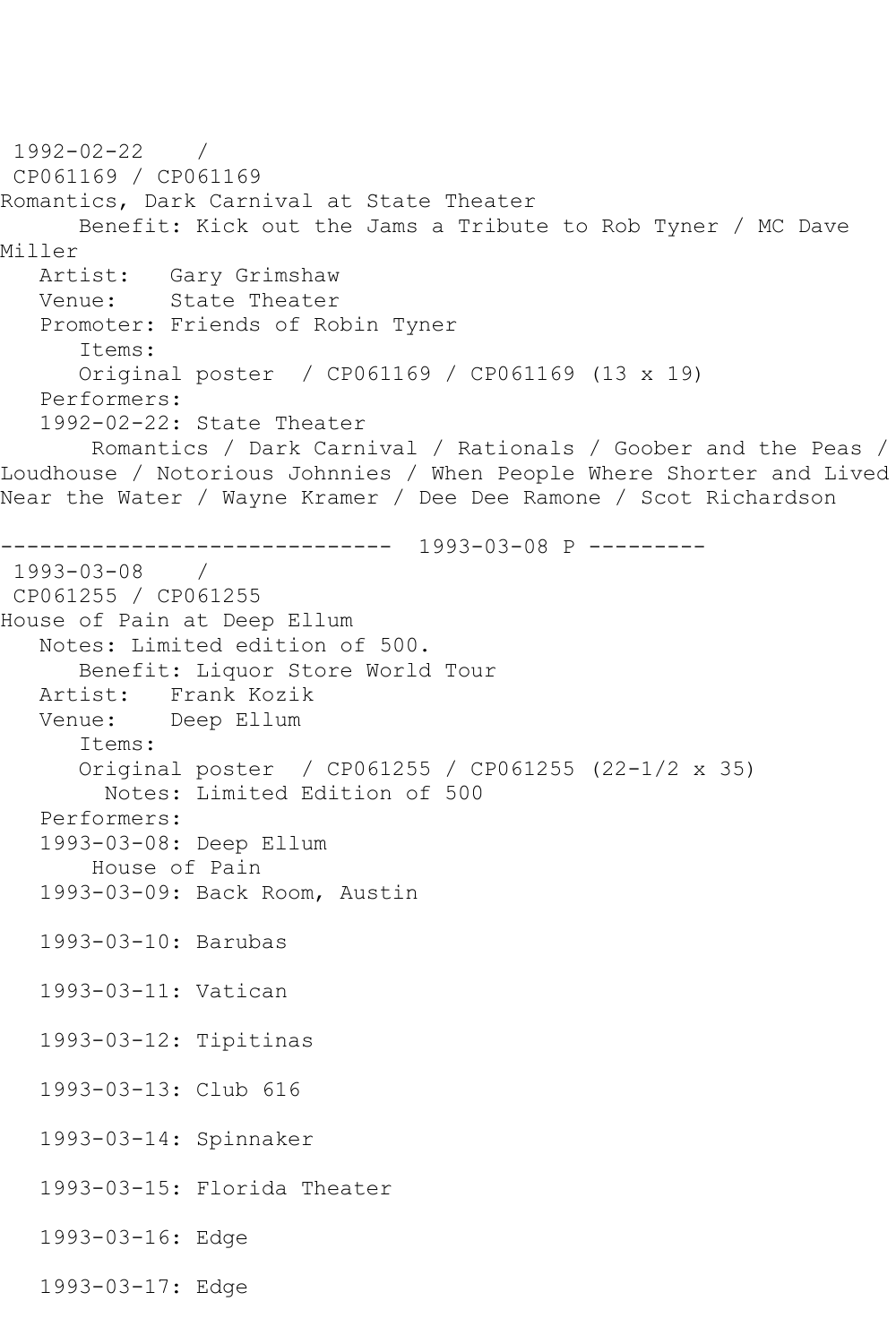1992-02-22 /
CP061169 / CP061169
Romantics, Dark Carnival at State Theater
Benefit: Kick out the Jams a Tribute to Rob Tyner / MC Dave Miller
Artist: Gary Grimshaw
Venue: State Theater
Promoter: Friends of Robin Tyner
Items:
Original poster / CP061169 / CP061169 (13 x 19)
Performers:
1992-02-22: State Theater
Romantics / Dark Carnival / Rationals / Goober and the Peas / Loudhouse / Notorious Johnnies / When People Where Shorter and Lived Near the Water / Wayne Kramer / Dee Dee Ramone / Scot Richardson

------------------------------ 1993-03-08 P ---------

1993-03-08 /
CP061255 / CP061255
House of Pain at Deep Ellum
Notes: Limited edition of 500.
Benefit: Liquor Store World Tour
Artist: Frank Kozik
Venue: Deep Ellum
Items:
Original poster / CP061255 / CP061255 (22-1/2 x 35)
Notes: Limited Edition of 500
Performers:
1993-03-08: Deep Ellum
House of Pain
1993-03-09: Back Room, Austin

1993-03-10: Barubas

1993-03-11: Vatican

1993-03-12: Tipitinas

1993-03-13: Club 616

1993-03-14: Spinnaker

1993-03-15: Florida Theater

1993-03-16: Edge

1993-03-17: Edge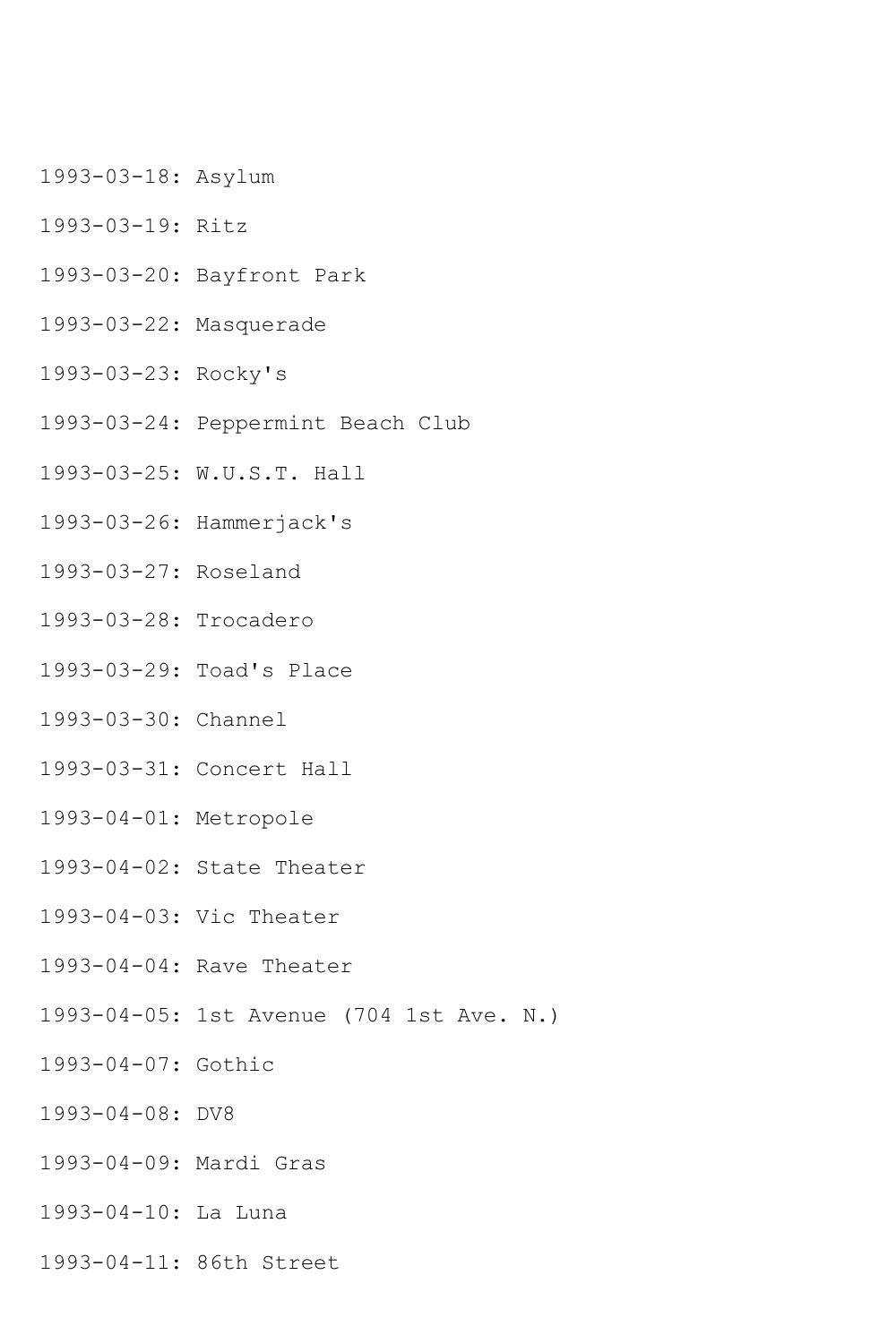1993-03-18: Asylum

1993-03-19: Ritz

1993-03-20: Bayfront Park

1993-03-22: Masquerade

1993-03-23: Rocky's

1993-03-24: Peppermint Beach Club

1993-03-25: W.U.S.T. Hall

1993-03-26: Hammerjack's

1993-03-27: Roseland

1993-03-28: Trocadero

1993-03-29: Toad's Place

1993-03-30: Channel

1993-03-31: Concert Hall

1993-04-01: Metropole

1993-04-02: State Theater

1993-04-03: Vic Theater

1993-04-04: Rave Theater

1993-04-05: 1st Avenue (704 1st Ave. N.)

1993-04-07: Gothic

1993-04-08: DV8

1993-04-09: Mardi Gras

1993-04-10: La Luna

1993-04-11: 86th Street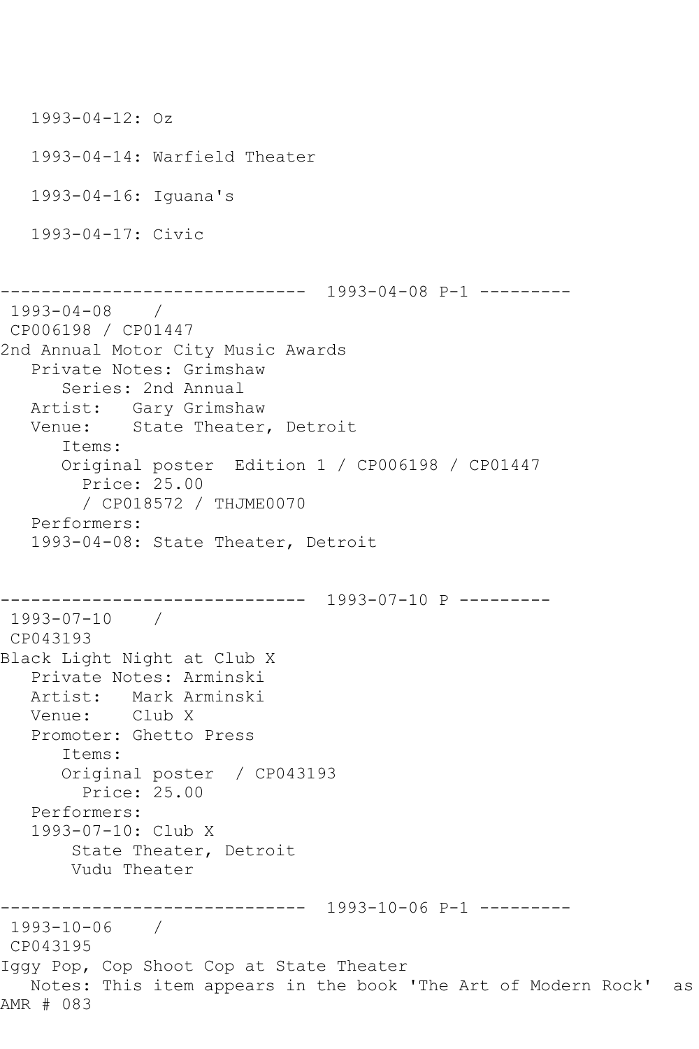```
   1993-04-12: Oz

   1993-04-14: Warfield Theater

   1993-04-16: Iguana's

   1993-04-17: Civic


------------------------------  1993-04-08 P-1 ---------
 1993-04-08    /
 CP006198 / CP01447
2nd Annual Motor City Music Awards
   Private Notes: Grimshaw
      Series: 2nd Annual
   Artist:   Gary Grimshaw
   Venue:    State Theater, Detroit
      Items:
      Original poster  Edition 1 / CP006198 / CP01447
        Price: 25.00
        / CP018572 / THJME0070
   Performers:
   1993-04-08: State Theater, Detroit


------------------------------  1993-07-10 P ---------
 1993-07-10    /
 CP043193
Black Light Night at Club X
   Private Notes: Arminski
   Artist:   Mark Arminski
   Venue:    Club X
   Promoter: Ghetto Press
      Items:
      Original poster  / CP043193
        Price: 25.00
   Performers:
   1993-07-10: Club X
       State Theater, Detroit
       Vudu Theater

------------------------------  1993-10-06 P-1 ---------
 1993-10-06    /
 CP043195
Iggy Pop, Cop Shoot Cop at State Theater
   Notes: This item appears in the book 'The Art of Modern Rock'  as
AMR # 083
```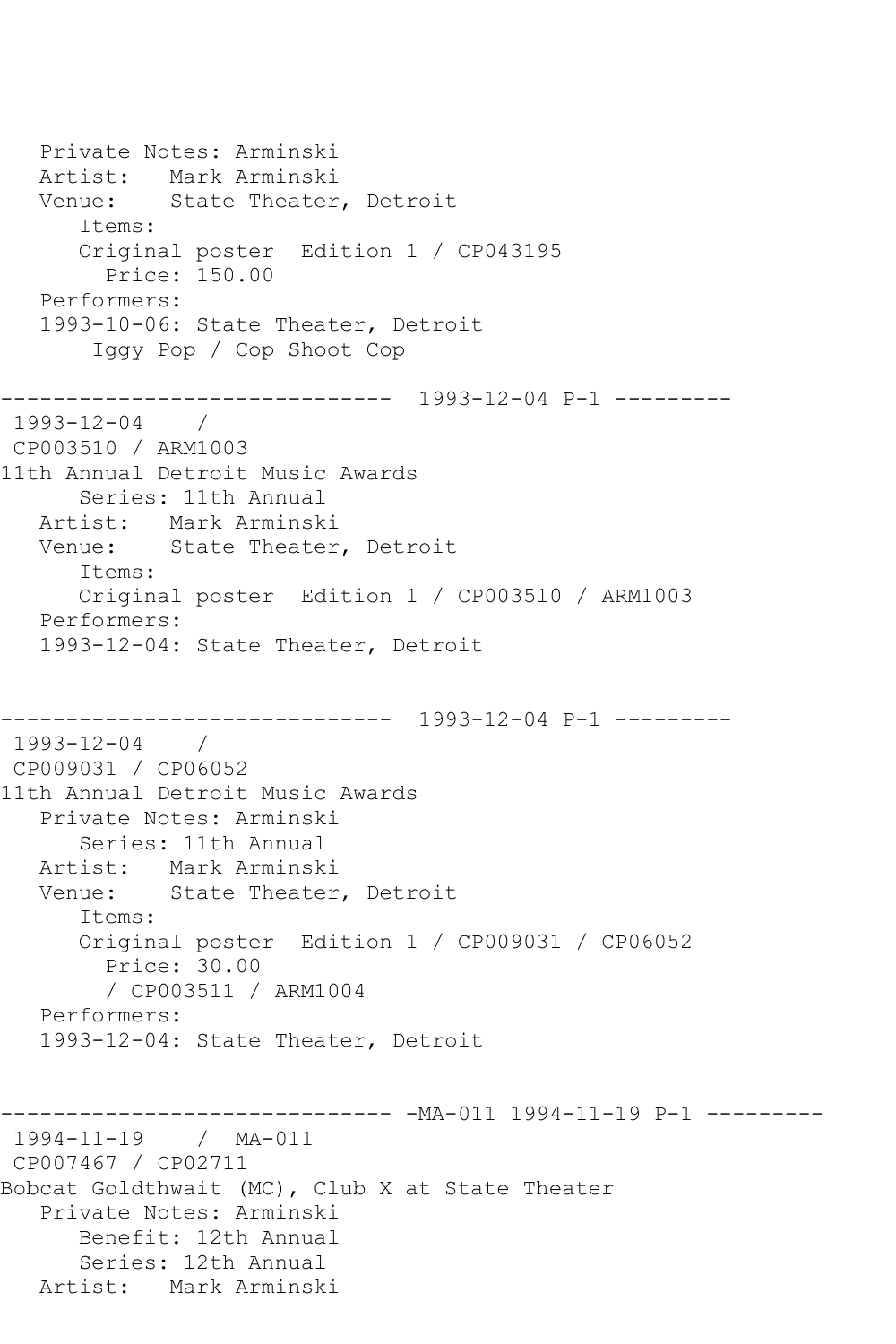```
   Private Notes: Arminski
   Artist:   Mark Arminski
   Venue:    State Theater, Detroit
      Items:
      Original poster  Edition 1 / CP043195
        Price: 150.00
   Performers:
   1993-10-06: State Theater, Detroit
       Iggy Pop / Cop Shoot Cop

------------------------------  1993-12-04 P-1 ---------
 1993-12-04    /
 CP003510 / ARM1003
11th Annual Detroit Music Awards
      Series: 11th Annual
   Artist:   Mark Arminski
   Venue:    State Theater, Detroit
      Items:
      Original poster  Edition 1 / CP003510 / ARM1003
   Performers:
   1993-12-04: State Theater, Detroit


------------------------------  1993-12-04 P-1 ---------
 1993-12-04    /
 CP009031 / CP06052
11th Annual Detroit Music Awards
   Private Notes: Arminski
      Series: 11th Annual
   Artist:   Mark Arminski
   Venue:    State Theater, Detroit
      Items:
      Original poster  Edition 1 / CP009031 / CP06052
        Price: 30.00
        / CP003511 / ARM1004
   Performers:
   1993-12-04: State Theater, Detroit


------------------------------ -MA-011 1994-11-19 P-1 ---------
 1994-11-19    /  MA-011
 CP007467 / CP02711
Bobcat Goldthwait (MC), Club X at State Theater
   Private Notes: Arminski
      Benefit: 12th Annual
      Series: 12th Annual
   Artist:   Mark Arminski
```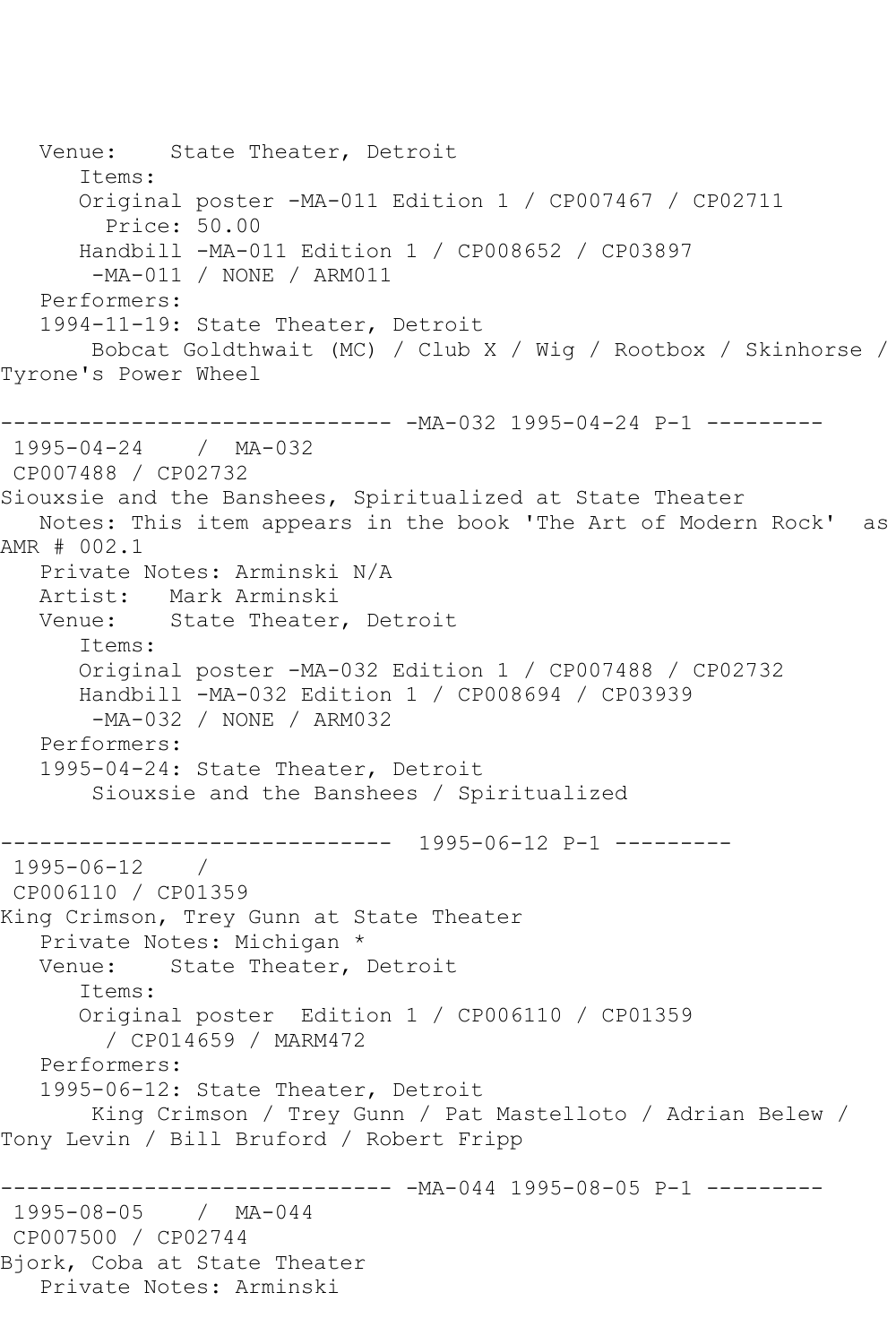```
   Venue:    State Theater, Detroit
      Items:
      Original poster -MA-011 Edition 1 / CP007467 / CP02711
        Price: 50.00
      Handbill -MA-011 Edition 1 / CP008652 / CP03897
       -MA-011 / NONE / ARM011
   Performers:
   1994-11-19: State Theater, Detroit
       Bobcat Goldthwait (MC) / Club X / Wig / Rootbox / Skinhorse /
Tyrone's Power Wheel

------------------------------ -MA-032 1995-04-24 P-1 ---------
 1995-04-24    /  MA-032
 CP007488 / CP02732
Siouxsie and the Banshees, Spiritualized at State Theater
   Notes: This item appears in the book 'The Art of Modern Rock'  as
AMR # 002.1
   Private Notes: Arminski N/A
   Artist:   Mark Arminski
   Venue:    State Theater, Detroit
      Items:
      Original poster -MA-032 Edition 1 / CP007488 / CP02732
      Handbill -MA-032 Edition 1 / CP008694 / CP03939
       -MA-032 / NONE / ARM032
   Performers:
   1995-04-24: State Theater, Detroit
       Siouxsie and the Banshees / Spiritualized

------------------------------  1995-06-12 P-1 ---------
 1995-06-12    /
 CP006110 / CP01359
King Crimson, Trey Gunn at State Theater
   Private Notes: Michigan *
   Venue:    State Theater, Detroit
      Items:
      Original poster  Edition 1 / CP006110 / CP01359
        / CP014659 / MARM472
   Performers:
   1995-06-12: State Theater, Detroit
       King Crimson / Trey Gunn / Pat Mastelloto / Adrian Belew /
Tony Levin / Bill Bruford / Robert Fripp

------------------------------ -MA-044 1995-08-05 P-1 ---------
 1995-08-05    /  MA-044
 CP007500 / CP02744
Bjork, Coba at State Theater
   Private Notes: Arminski
```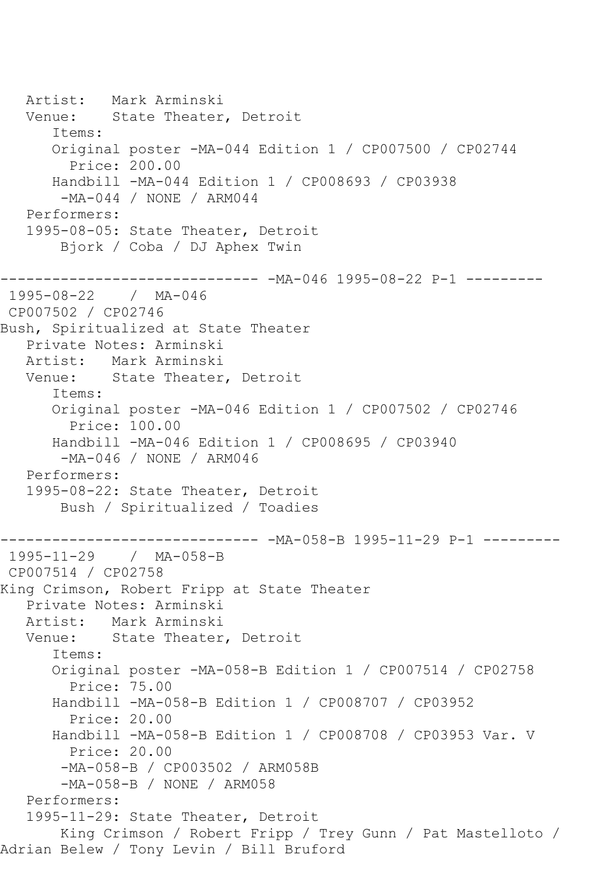Artist:   Mark Arminski
Venue:    State Theater, Detroit
Items:
Original poster -MA-044 Edition 1 / CP007500 / CP02744
Price: 200.00
Handbill -MA-044 Edition 1 / CP008693 / CP03938
-MA-044 / NONE / ARM044
Performers:
1995-08-05: State Theater, Detroit
Bjork / Coba / DJ Aphex Twin

------------------------------ -MA-046 1995-08-22 P-1 ---------

1995-08-22    / MA-046
CP007502 / CP02746
Bush, Spiritualized at State Theater
Private Notes: Arminski
Artist:   Mark Arminski
Venue:    State Theater, Detroit
Items:
Original poster -MA-046 Edition 1 / CP007502 / CP02746
Price: 100.00
Handbill -MA-046 Edition 1 / CP008695 / CP03940
-MA-046 / NONE / ARM046
Performers:
1995-08-22: State Theater, Detroit
Bush / Spiritualized / Toadies

------------------------------ -MA-058-B 1995-11-29 P-1 ---------

1995-11-29    / MA-058-B
CP007514 / CP02758
King Crimson, Robert Fripp at State Theater
Private Notes: Arminski
Artist:   Mark Arminski
Venue:    State Theater, Detroit
Items:
Original poster -MA-058-B Edition 1 / CP007514 / CP02758
Price: 75.00
Handbill -MA-058-B Edition 1 / CP008707 / CP03952
Price: 20.00
Handbill -MA-058-B Edition 1 / CP008708 / CP03953 Var. V
Price: 20.00
-MA-058-B / CP003502 / ARM058B
-MA-058-B / NONE / ARM058
Performers:
1995-11-29: State Theater, Detroit
King Crimson / Robert Fripp / Trey Gunn / Pat Mastelloto / Adrian Belew / Tony Levin / Bill Bruford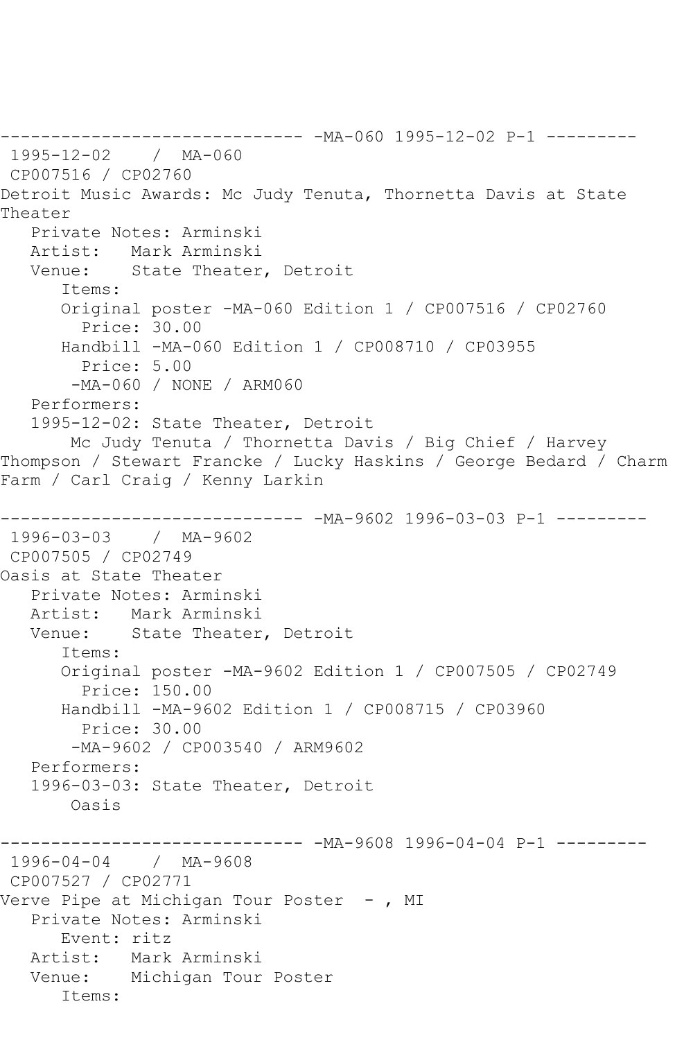```
------------------------------ -MA-060 1995-12-02 P-1 ---------
 1995-12-02    /  MA-060
 CP007516 / CP02760
Detroit Music Awards: Mc Judy Tenuta, Thornetta Davis at State
Theater
   Private Notes: Arminski
   Artist:   Mark Arminski
   Venue:    State Theater, Detroit
      Items:
      Original poster -MA-060 Edition 1 / CP007516 / CP02760
        Price: 30.00
      Handbill -MA-060 Edition 1 / CP008710 / CP03955
        Price: 5.00
       -MA-060 / NONE / ARM060
   Performers:
   1995-12-02: State Theater, Detroit
       Mc Judy Tenuta / Thornetta Davis / Big Chief / Harvey
Thompson / Stewart Francke / Lucky Haskins / George Bedard / Charm
Farm / Carl Craig / Kenny Larkin

------------------------------ -MA-9602 1996-03-03 P-1 ---------
 1996-03-03    /  MA-9602
 CP007505 / CP02749
Oasis at State Theater
   Private Notes: Arminski
   Artist:   Mark Arminski
   Venue:    State Theater, Detroit
      Items:
      Original poster -MA-9602 Edition 1 / CP007505 / CP02749
        Price: 150.00
      Handbill -MA-9602 Edition 1 / CP008715 / CP03960
        Price: 30.00
       -MA-9602 / CP003540 / ARM9602
   Performers:
   1996-03-03: State Theater, Detroit
       Oasis

------------------------------ -MA-9608 1996-04-04 P-1 ---------
 1996-04-04    /  MA-9608
 CP007527 / CP02771
Verve Pipe at Michigan Tour Poster  - , MI
   Private Notes: Arminski
      Event: ritz
   Artist:   Mark Arminski
   Venue:    Michigan Tour Poster
      Items:
```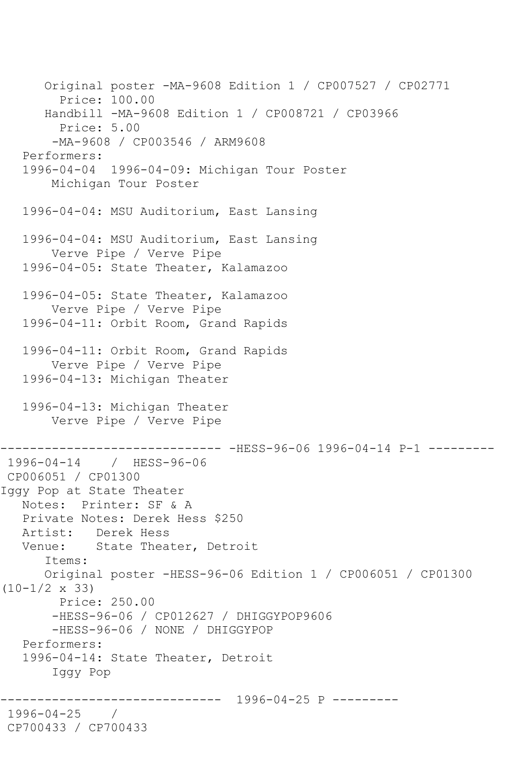```
      Original poster -MA-9608 Edition 1 / CP007527 / CP02771
        Price: 100.00
      Handbill -MA-9608 Edition 1 / CP008721 / CP03966
        Price: 5.00
       -MA-9608 / CP003546 / ARM9608
   Performers:
   1996-04-04  1996-04-09: Michigan Tour Poster
       Michigan Tour Poster

   1996-04-04: MSU Auditorium, East Lansing

   1996-04-04: MSU Auditorium, East Lansing
       Verve Pipe / Verve Pipe
   1996-04-05: State Theater, Kalamazoo

   1996-04-05: State Theater, Kalamazoo
       Verve Pipe / Verve Pipe
   1996-04-11: Orbit Room, Grand Rapids

   1996-04-11: Orbit Room, Grand Rapids
       Verve Pipe / Verve Pipe
   1996-04-13: Michigan Theater

   1996-04-13: Michigan Theater
       Verve Pipe / Verve Pipe

------------------------------ -HESS-96-06 1996-04-14 P-1 ---------
 1996-04-14    /  HESS-96-06
 CP006051 / CP01300
Iggy Pop at State Theater
   Notes:  Printer: SF & A
   Private Notes: Derek Hess $250
   Artist:   Derek Hess
   Venue:    State Theater, Detroit
      Items:
      Original poster -HESS-96-06 Edition 1 / CP006051 / CP01300
(10-1/2 x 33)
        Price: 250.00
       -HESS-96-06 / CP012627 / DHIGGYPOP9606
       -HESS-96-06 / NONE / DHIGGYPOP
   Performers:
   1996-04-14: State Theater, Detroit
       Iggy Pop

------------------------------  1996-04-25 P ---------
 1996-04-25    /
 CP700433 / CP700433
```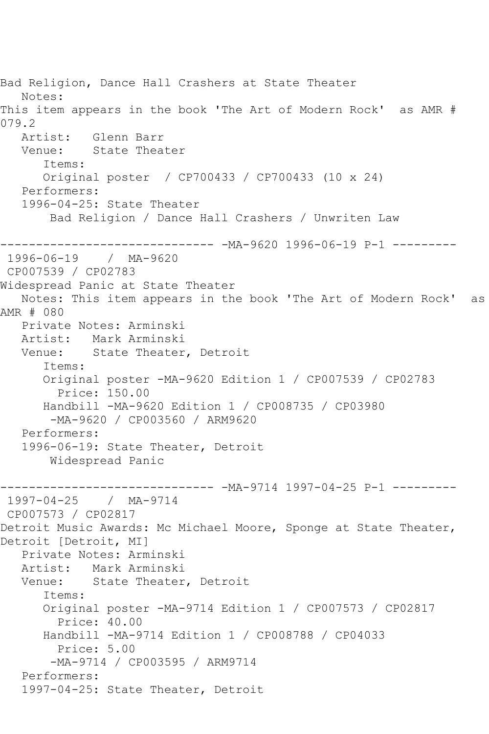Bad Religion, Dance Hall Crashers at State Theater
   Notes:
This item appears in the book 'The Art of Modern Rock'  as AMR # 079.2
   Artist:   Glenn Barr
   Venue:    State Theater
      Items:
      Original poster  / CP700433 / CP700433 (10 x 24)
   Performers:
   1996-04-25: State Theater
       Bad Religion / Dance Hall Crashers / Unwriten Law

------------------------------ -MA-9620 1996-06-19 P-1 ---------
1996-06-19    / MA-9620
CP007539 / CP02783
Widespread Panic at State Theater
   Notes: This item appears in the book 'The Art of Modern Rock'  as AMR # 080
   Private Notes: Arminski
   Artist:   Mark Arminski
   Venue:    State Theater, Detroit
      Items:
      Original poster -MA-9620 Edition 1 / CP007539 / CP02783
        Price: 150.00
      Handbill -MA-9620 Edition 1 / CP008735 / CP03980
       -MA-9620 / CP003560 / ARM9620
   Performers:
   1996-06-19: State Theater, Detroit
       Widespread Panic

------------------------------ -MA-9714 1997-04-25 P-1 ---------
1997-04-25    / MA-9714
CP007573 / CP02817
Detroit Music Awards: Mc Michael Moore, Sponge at State Theater, Detroit [Detroit, MI]
   Private Notes: Arminski
   Artist:   Mark Arminski
   Venue:    State Theater, Detroit
      Items:
      Original poster -MA-9714 Edition 1 / CP007573 / CP02817
        Price: 40.00
      Handbill -MA-9714 Edition 1 / CP008788 / CP04033
        Price: 5.00
       -MA-9714 / CP003595 / ARM9714
   Performers:
   1997-04-25: State Theater, Detroit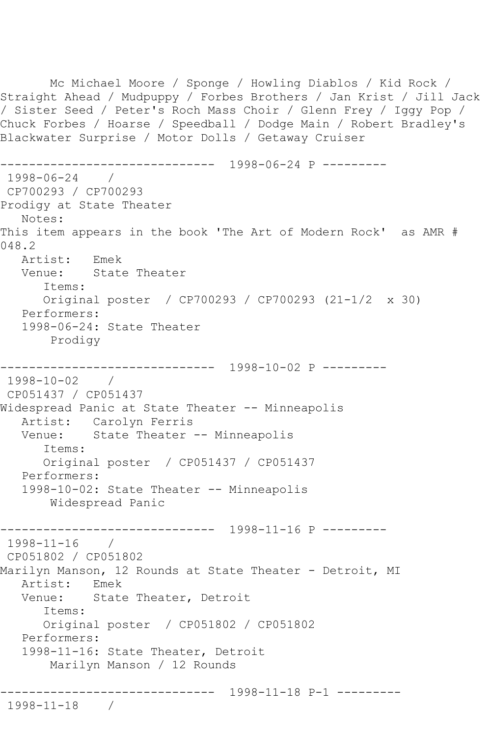Mc Michael Moore / Sponge / Howling Diablos / Kid Rock / Straight Ahead / Mudpuppy / Forbes Brothers / Jan Krist / Jill Jack / Sister Seed / Peter's Roch Mass Choir / Glenn Frey / Iggy Pop / Chuck Forbes / Hoarse / Speedball / Dodge Main / Robert Bradley's Blackwater Surprise / Motor Dolls / Getaway Cruiser

------------------------------ 1998-06-24 P ---------

1998-06-24 /
CP700293 / CP700293
Prodigy at State Theater
Notes:
This item appears in the book 'The Art of Modern Rock' as AMR # 048.2
Artist: Emek
Venue: State Theater
Items:
Original poster / CP700293 / CP700293 (21-1/2 x 30)
Performers:
1998-06-24: State Theater
Prodigy

------------------------------ 1998-10-02 P ---------

1998-10-02 /
CP051437 / CP051437
Widespread Panic at State Theater -- Minneapolis
Artist: Carolyn Ferris
Venue: State Theater -- Minneapolis
Items:
Original poster / CP051437 / CP051437
Performers:
1998-10-02: State Theater -- Minneapolis
Widespread Panic

------------------------------ 1998-11-16 P ---------

1998-11-16 /
CP051802 / CP051802
Marilyn Manson, 12 Rounds at State Theater - Detroit, MI
Artist: Emek
Venue: State Theater, Detroit
Items:
Original poster / CP051802 / CP051802
Performers:
1998-11-16: State Theater, Detroit
Marilyn Manson / 12 Rounds

------------------------------ 1998-11-18 P-1 ---------

1998-11-18 /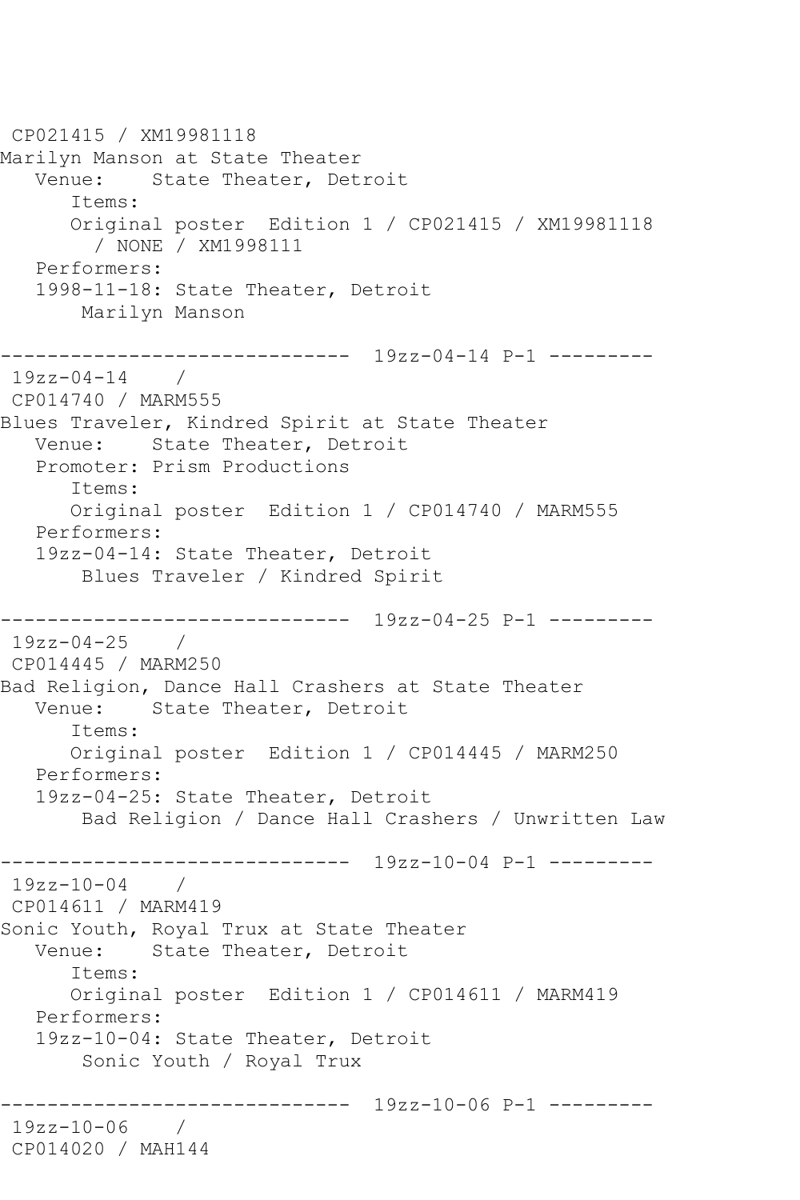```
 CP021415 / XM19981118
Marilyn Manson at State Theater
   Venue:    State Theater, Detroit
      Items:
      Original poster  Edition 1 / CP021415 / XM19981118
        / NONE / XM1998111
   Performers:
   1998-11-18: State Theater, Detroit
       Marilyn Manson

------------------------------  19zz-04-14 P-1 ---------
 19zz-04-14    /
 CP014740 / MARM555
Blues Traveler, Kindred Spirit at State Theater
   Venue:    State Theater, Detroit
   Promoter: Prism Productions
      Items:
      Original poster  Edition 1 / CP014740 / MARM555
   Performers:
   19zz-04-14: State Theater, Detroit
       Blues Traveler / Kindred Spirit

------------------------------  19zz-04-25 P-1 ---------
 19zz-04-25    /
 CP014445 / MARM250
Bad Religion, Dance Hall Crashers at State Theater
   Venue:    State Theater, Detroit
      Items:
      Original poster  Edition 1 / CP014445 / MARM250
   Performers:
   19zz-04-25: State Theater, Detroit
       Bad Religion / Dance Hall Crashers / Unwritten Law

------------------------------  19zz-10-04 P-1 ---------
 19zz-10-04    /
 CP014611 / MARM419
Sonic Youth, Royal Trux at State Theater
   Venue:    State Theater, Detroit
      Items:
      Original poster  Edition 1 / CP014611 / MARM419
   Performers:
   19zz-10-04: State Theater, Detroit
       Sonic Youth / Royal Trux

------------------------------  19zz-10-06 P-1 ---------
 19zz-10-06    /
 CP014020 / MAH144
```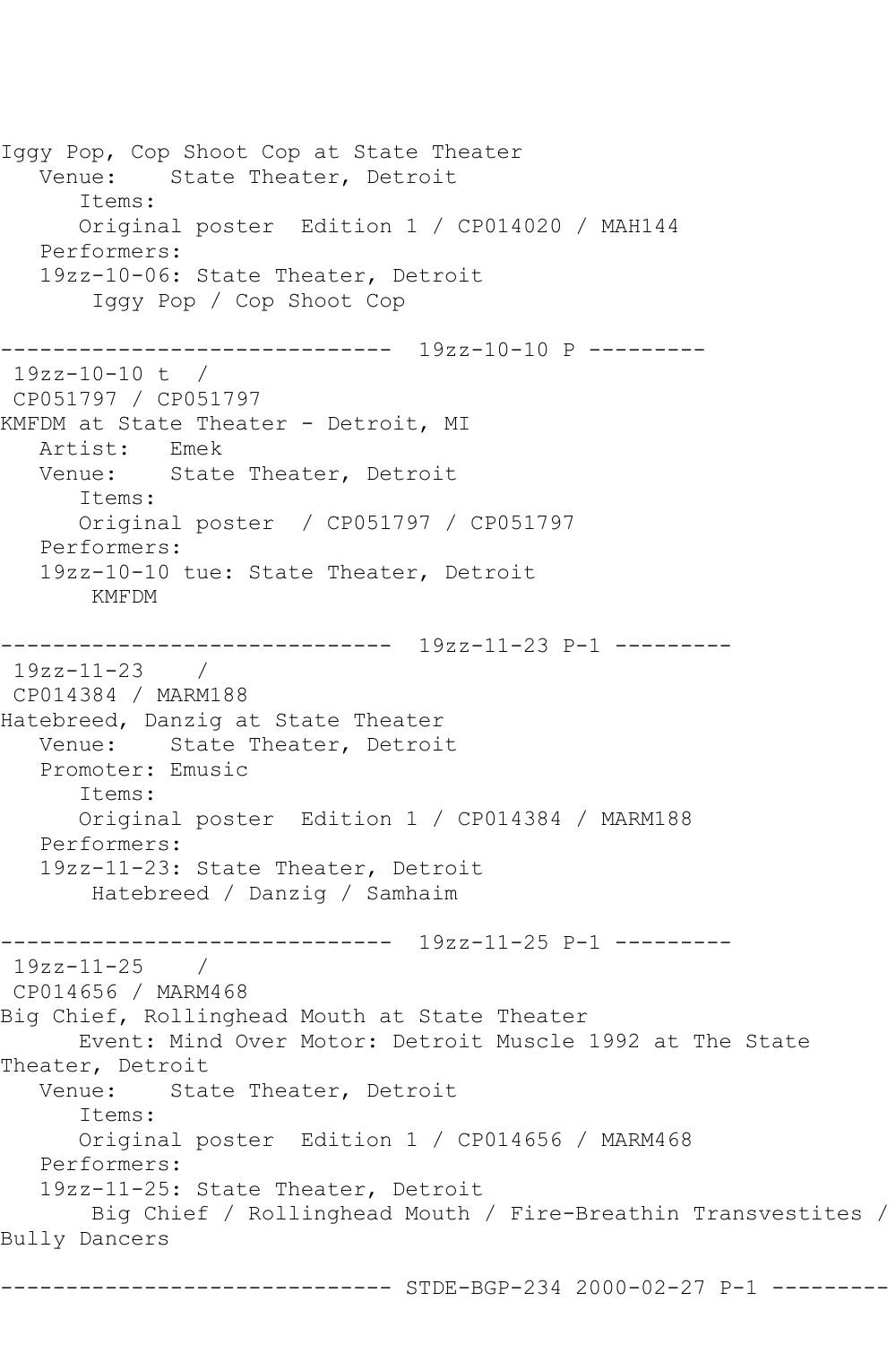```
Iggy Pop, Cop Shoot Cop at State Theater
   Venue:    State Theater, Detroit
      Items:
      Original poster  Edition 1 / CP014020 / MAH144
   Performers:
   19zz-10-06: State Theater, Detroit
       Iggy Pop / Cop Shoot Cop

------------------------------  19zz-10-10 P ---------
 19zz-10-10 t  /
 CP051797 / CP051797
KMFDM at State Theater - Detroit, MI
   Artist:   Emek
   Venue:    State Theater, Detroit
      Items:
      Original poster  / CP051797 / CP051797
   Performers:
   19zz-10-10 tue: State Theater, Detroit
       KMFDM

------------------------------  19zz-11-23 P-1 ---------
 19zz-11-23    /
 CP014384 / MARM188
Hatebreed, Danzig at State Theater
   Venue:    State Theater, Detroit
   Promoter: Emusic
      Items:
      Original poster  Edition 1 / CP014384 / MARM188
   Performers:
   19zz-11-23: State Theater, Detroit
       Hatebreed / Danzig / Samhaim

------------------------------  19zz-11-25 P-1 ---------
 19zz-11-25    /
 CP014656 / MARM468
Big Chief, Rollinghead Mouth at State Theater
      Event: Mind Over Motor: Detroit Muscle 1992 at The State
Theater, Detroit
   Venue:    State Theater, Detroit
      Items:
      Original poster  Edition 1 / CP014656 / MARM468
   Performers:
   19zz-11-25: State Theater, Detroit
       Big Chief / Rollinghead Mouth / Fire-Breathin Transvestites /
Bully Dancers

------------------------------ STDE-BGP-234 2000-02-27 P-1 ---------
```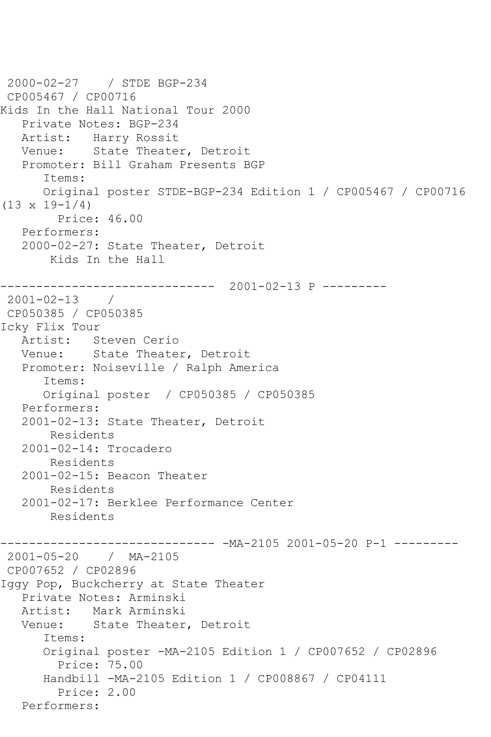2000-02-27    / STDE BGP-234
CP005467 / CP00716
Kids In the Hall National Tour 2000
   Private Notes: BGP-234
   Artist:   Harry Rossit
   Venue:    State Theater, Detroit
   Promoter: Bill Graham Presents BGP
      Items:
      Original poster STDE-BGP-234 Edition 1 / CP005467 / CP00716 (13 x 19-1/4)
        Price: 46.00
   Performers:
   2000-02-27: State Theater, Detroit
       Kids In the Hall

------------------------------  2001-02-13 P ---------

2001-02-13    /
CP050385 / CP050385
Icky Flix Tour
   Artist:   Steven Cerio
   Venue:    State Theater, Detroit
   Promoter: Noiseville / Ralph America
      Items:
      Original poster  / CP050385 / CP050385
   Performers:
   2001-02-13: State Theater, Detroit
       Residents
   2001-02-14: Trocadero
       Residents
   2001-02-15: Beacon Theater
       Residents
   2001-02-17: Berklee Performance Center
       Residents

------------------------------ -MA-2105 2001-05-20 P-1 ---------

2001-05-20    /  MA-2105
CP007652 / CP02896
Iggy Pop, Buckcherry at State Theater
   Private Notes: Arminski
   Artist:   Mark Arminski
   Venue:    State Theater, Detroit
      Items:
      Original poster -MA-2105 Edition 1 / CP007652 / CP02896
        Price: 75.00
      Handbill -MA-2105 Edition 1 / CP008867 / CP04111
        Price: 2.00
   Performers: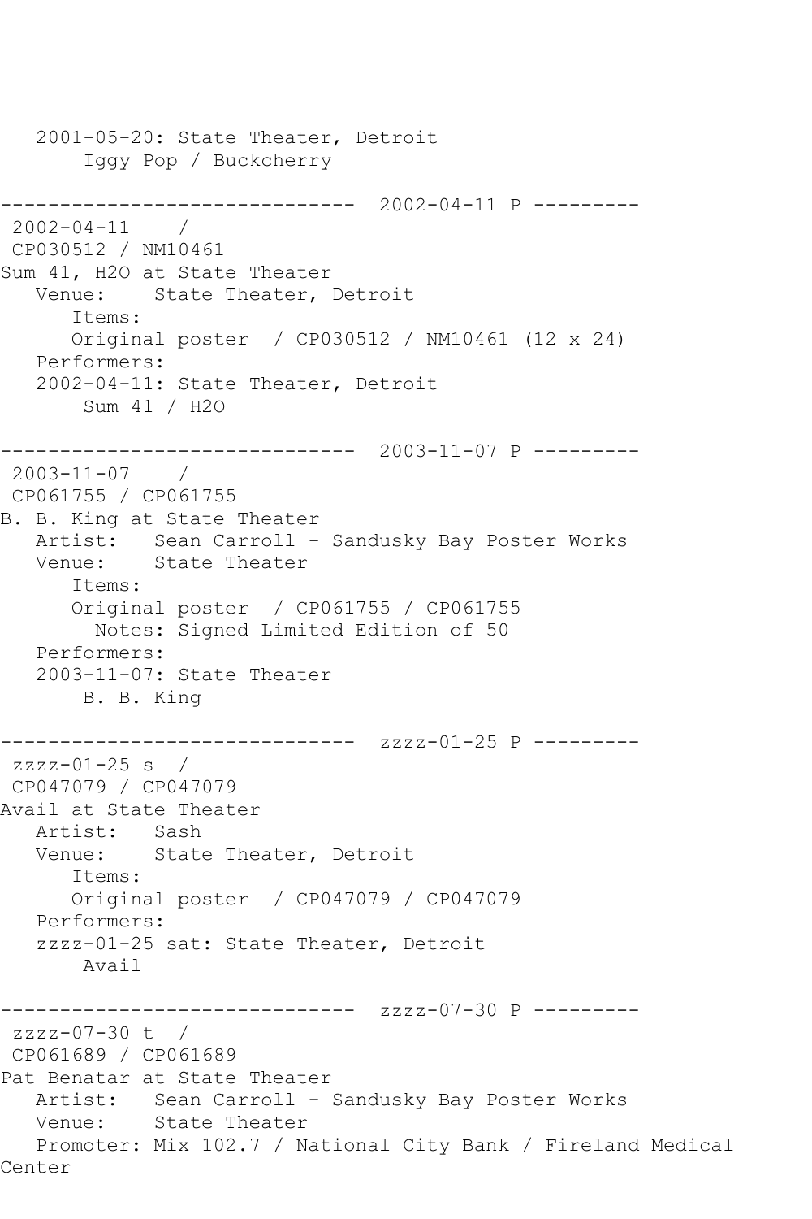```
   2001-05-20: State Theater, Detroit
       Iggy Pop / Buckcherry

------------------------------  2002-04-11 P ---------
 2002-04-11    /
 CP030512 / NM10461
Sum 41, H2O at State Theater
   Venue:    State Theater, Detroit
      Items:
      Original poster  / CP030512 / NM10461 (12 x 24)
   Performers:
   2002-04-11: State Theater, Detroit
       Sum 41 / H2O

------------------------------  2003-11-07 P ---------
 2003-11-07    /
 CP061755 / CP061755
B. B. King at State Theater
   Artist:   Sean Carroll - Sandusky Bay Poster Works
   Venue:    State Theater
      Items:
      Original poster  / CP061755 / CP061755
        Notes: Signed Limited Edition of 50
   Performers:
   2003-11-07: State Theater
       B. B. King

------------------------------  zzzz-01-25 P ---------
 zzzz-01-25 s  /
 CP047079 / CP047079
Avail at State Theater
   Artist:   Sash
   Venue:    State Theater, Detroit
      Items:
      Original poster  / CP047079 / CP047079
   Performers:
   zzzz-01-25 sat: State Theater, Detroit
       Avail

------------------------------  zzzz-07-30 P ---------
 zzzz-07-30 t  /
 CP061689 / CP061689
Pat Benatar at State Theater
   Artist:   Sean Carroll - Sandusky Bay Poster Works
   Venue:    State Theater
   Promoter: Mix 102.7 / National City Bank / Fireland Medical
Center
```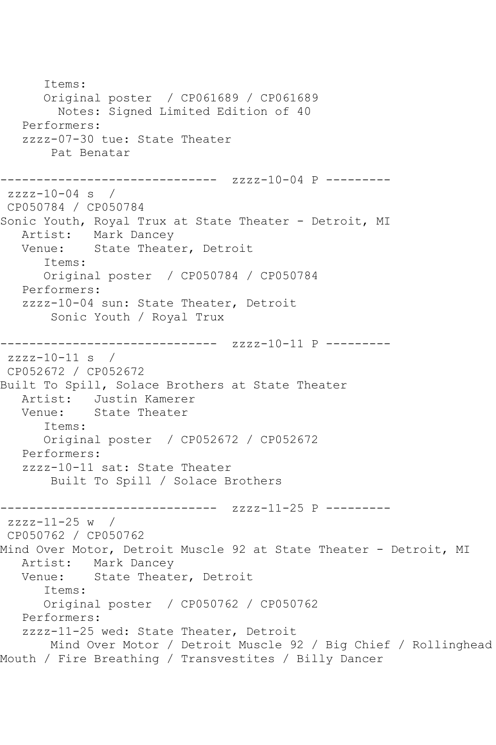Items:
Original poster / CP061689 / CP061689
Notes: Signed Limited Edition of 40
Performers:
zzzz-07-30 tue: State Theater
Pat Benatar

------------------------------ zzzz-10-04 P ---------
zzzz-10-04 s /
CP050784 / CP050784
Sonic Youth, Royal Trux at State Theater - Detroit, MI
Artist: Mark Dancey
Venue: State Theater, Detroit
Items:
Original poster / CP050784 / CP050784
Performers:
zzzz-10-04 sun: State Theater, Detroit
Sonic Youth / Royal Trux

------------------------------ zzzz-10-11 P ---------
zzzz-10-11 s /
CP052672 / CP052672
Built To Spill, Solace Brothers at State Theater
Artist: Justin Kamerer
Venue: State Theater
Items:
Original poster / CP052672 / CP052672
Performers:
zzzz-10-11 sat: State Theater
Built To Spill / Solace Brothers

------------------------------ zzzz-11-25 P ---------
zzzz-11-25 w /
CP050762 / CP050762
Mind Over Motor, Detroit Muscle 92 at State Theater - Detroit, MI
Artist: Mark Dancey
Venue: State Theater, Detroit
Items:
Original poster / CP050762 / CP050762
Performers:
zzzz-11-25 wed: State Theater, Detroit
Mind Over Motor / Detroit Muscle 92 / Big Chief / Rollinghead Mouth / Fire Breathing / Transvestites / Billy Dancer